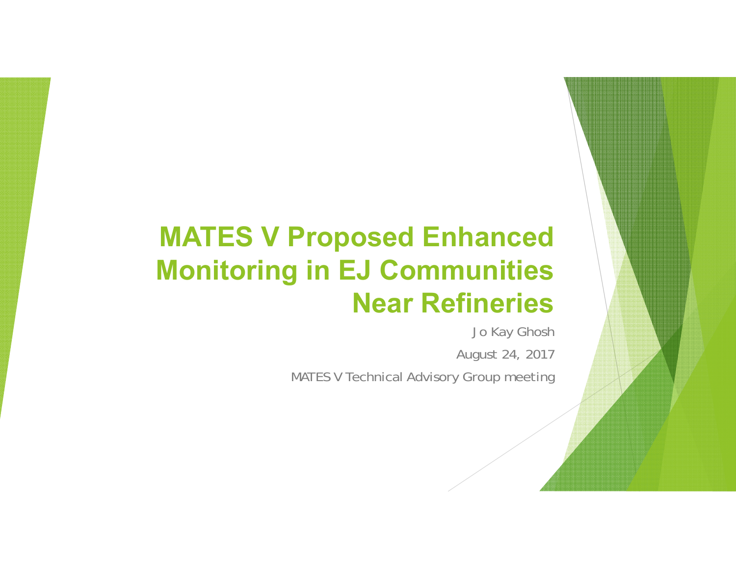# MATES V Proposed Enhanced Monitoring in EJ Communities Near Refineries

Jo Kay Ghosh

August 24, 2017

MATES V Technical Advisory Group meeting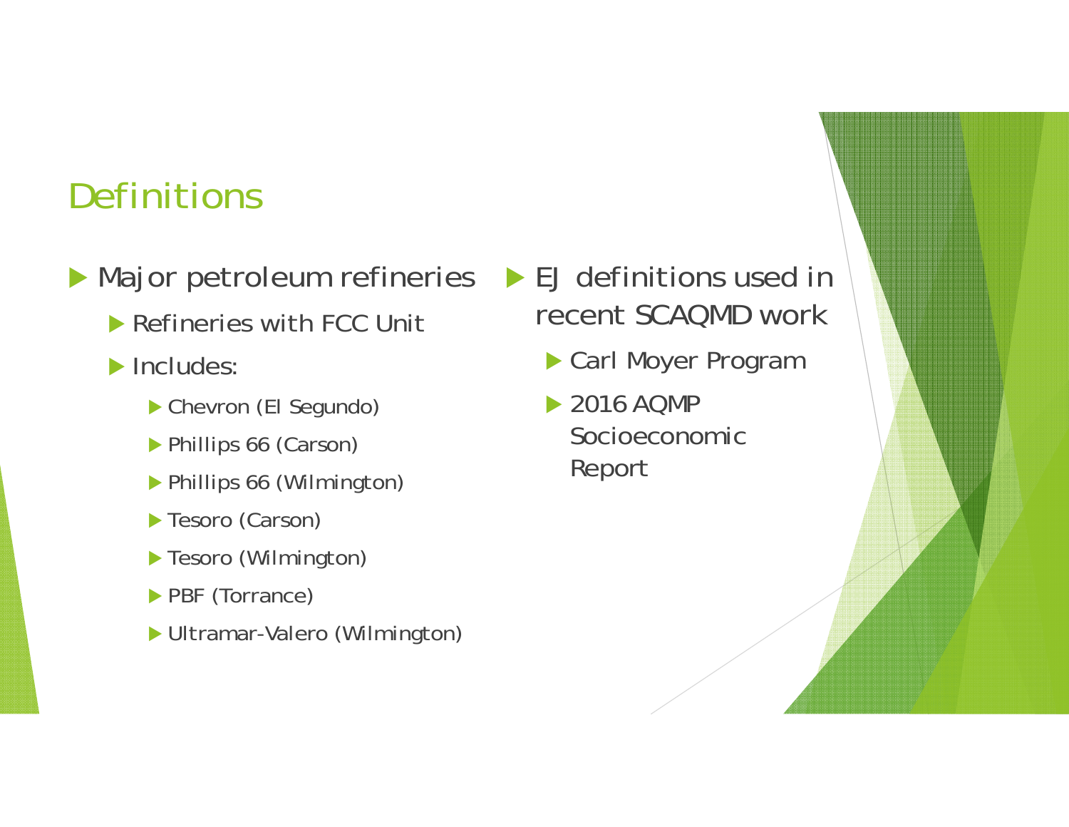# Definitions

- Major petroleum refineries
  - Refineries with FCC Unit
  - Includes:
    - Chevron (El Segundo)
    - Phillips 66 (Carson)
    - Phillips 66 (Wilmington)
    - Tesoro (Carson)
    - Tesoro (Wilmington)
    - PBF (Torrance)
    - Ultramar-Valero (Wilmington)

- EJ definitions used in recent SCAQMD work
  - Carl Moyer Program
  - 2016 AQMP Socioeconomic Report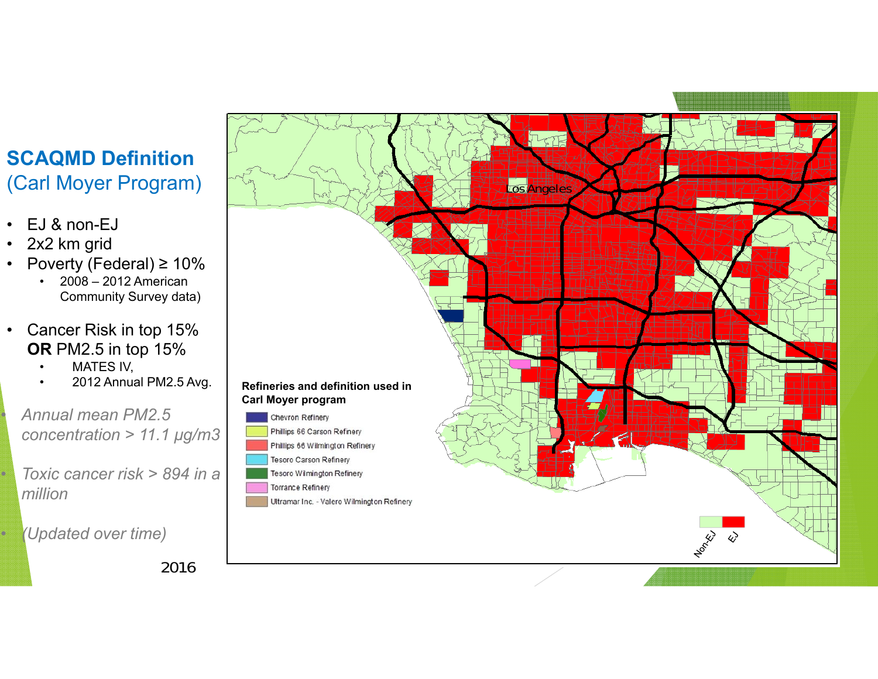## SCAQMD Definition
(Carl Moyer Program)

- EJ & non-EJ
- 2x2 km grid
- Poverty (Federal) ≥ 10%
  - 2008 – 2012 American Community Survey data)
- Cancer Risk in top 15% **OR** PM2.5 in top 15%
  - MATES IV,
  - 2012 Annual PM2.5 Avg.
- *Annual mean PM2.5 concentration > 11.1 μg/m3*
- *Toxic cancer risk > 894 in a million*
- *(Updated over time)*

2016

**Refineries and definition used in Carl Moyer program**

- Chevron Refinery
- Phillips 66 Carson Refinery
- Phillips 66 Wilmington Refinery
- Tesoro Carson Refinery
- Tesoro Wilmington Refinery
- Torrance Refinery
- Ultramar Inc. - Valero Wilmington Refinery

Los Angeles

Non-EJ EJ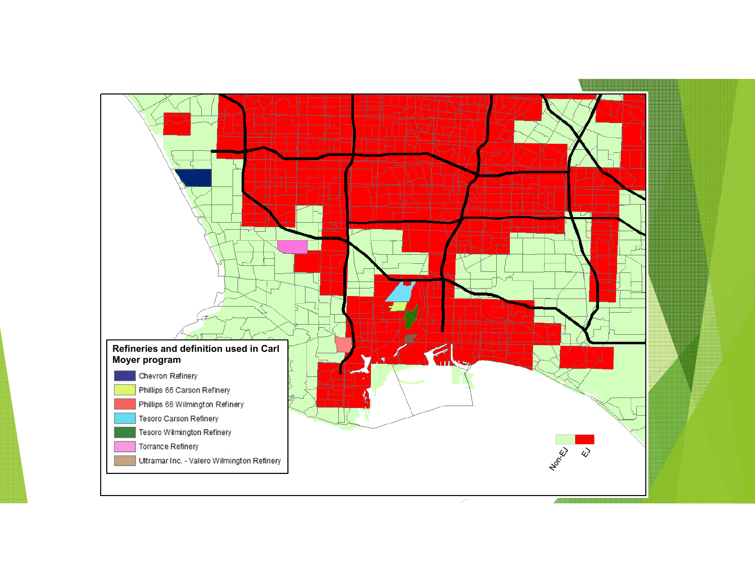**Refineries and definition used in Carl Moyer program**

- Chevron Refinery
- Phillips 66 Carson Refinery
- Phillips 66 Wilmington Refinery
- Tesoro Carson Refinery
- Tesoro Wilmington Refinery
- Torrance Refinery
- Ultramar Inc. - Valero Wilmington Refinery

Non-EJ EJ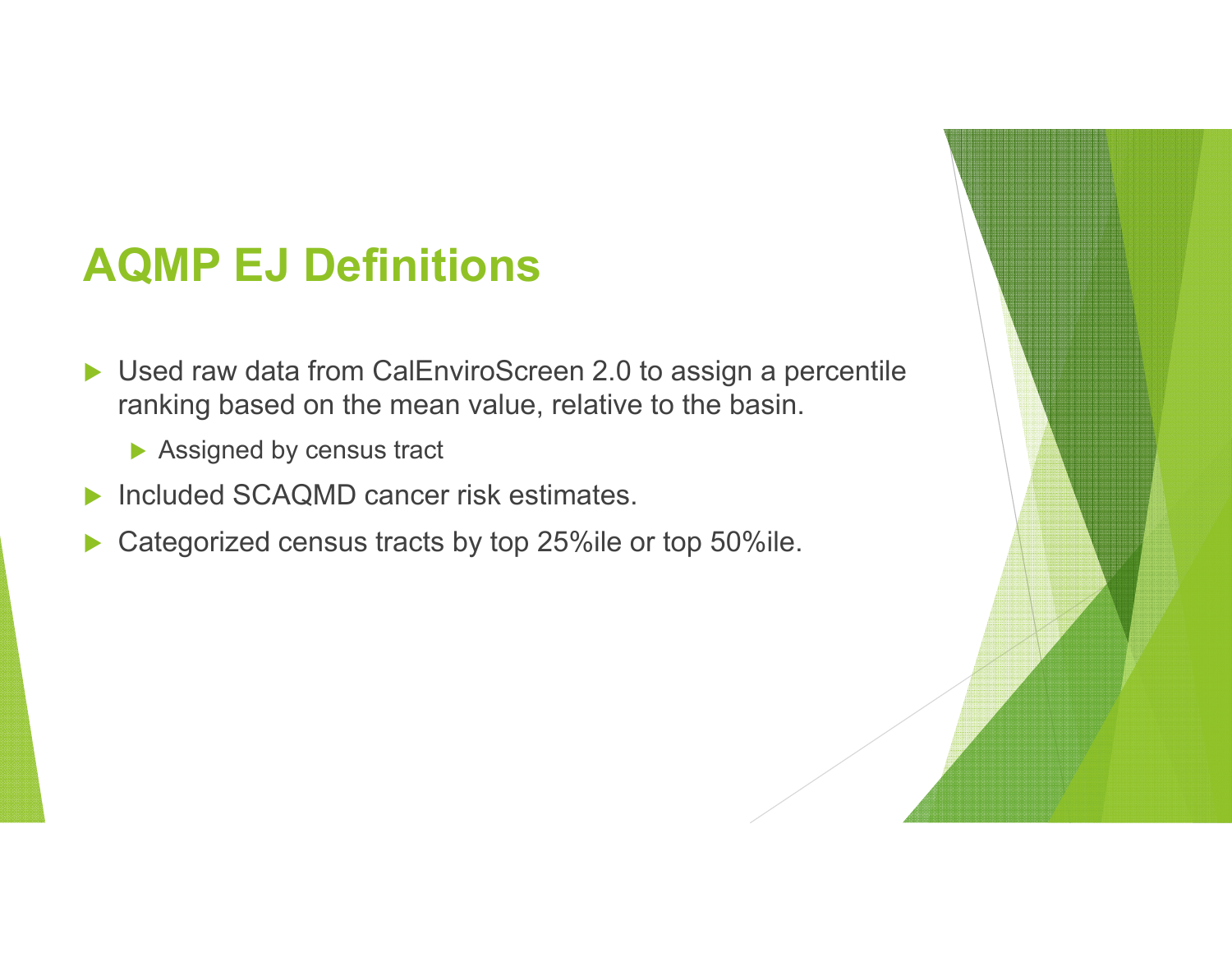# AQMP EJ Definitions

- Used raw data from CalEnviroScreen 2.0 to assign a percentile ranking based on the mean value, relative to the basin.
  - Assigned by census tract
- Included SCAQMD cancer risk estimates.
- Categorized census tracts by top 25%ile or top 50%ile.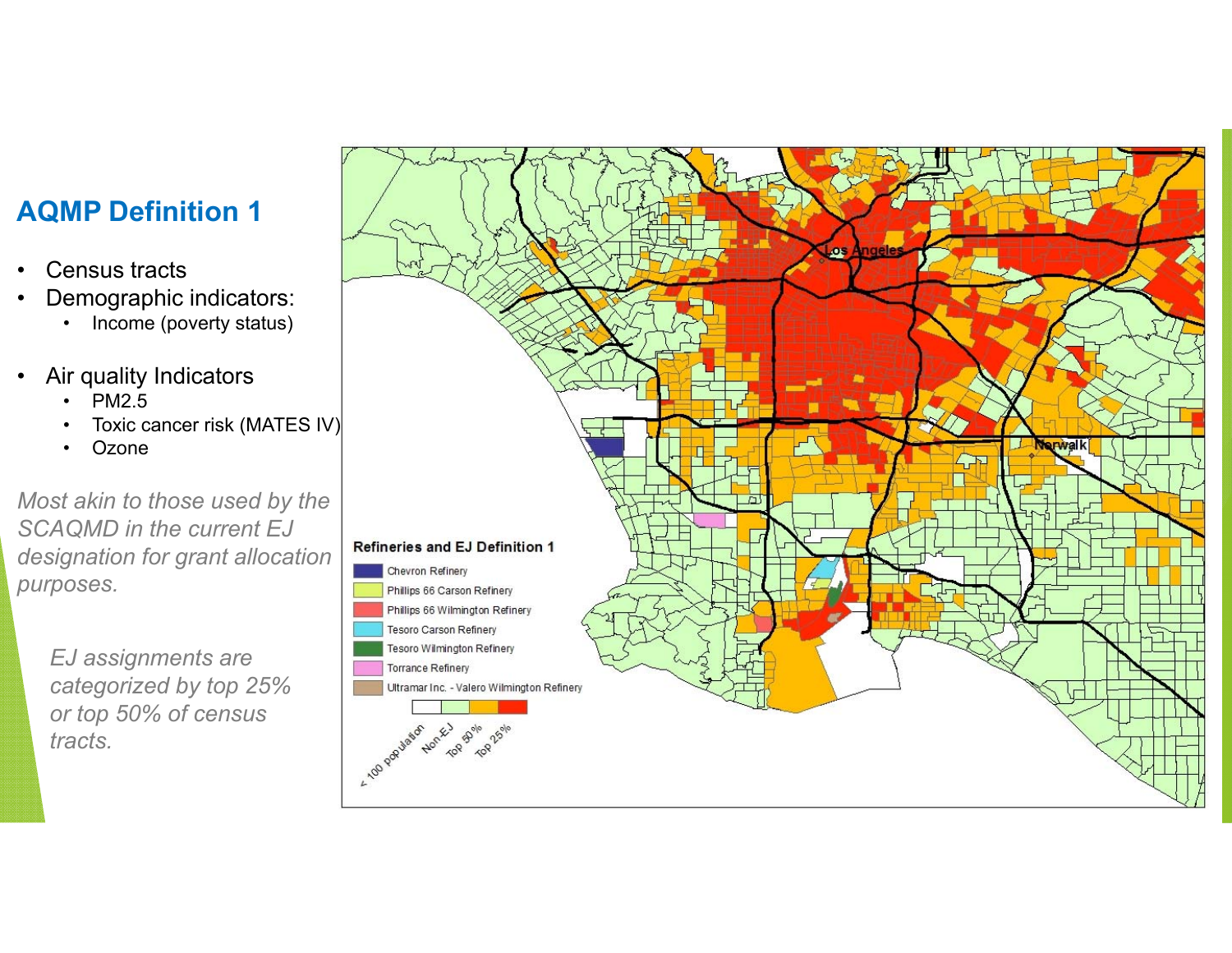## AQMP Definition 1

- Census tracts
- Demographic indicators:
  - Income (poverty status)
- Air quality Indicators
  - PM2.5
  - Toxic cancer risk (MATES IV)
  - Ozone

*Most akin to those used by the SCAQMD in the current EJ designation for grant allocation purposes.*

*EJ assignments are categorized by top 25% or top 50% of census tracts.*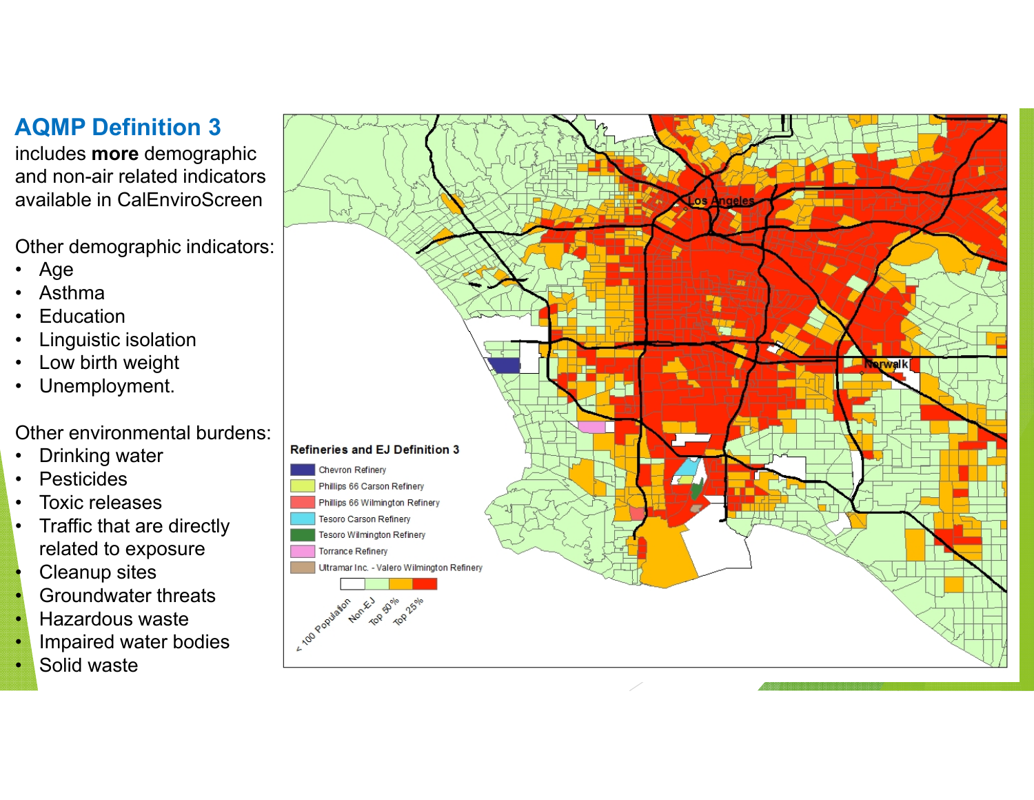## AQMP Definition 3

includes **more** demographic and non-air related indicators available in CalEnviroScreen

Other demographic indicators:

- Age
- Asthma
- Education
- Linguistic isolation
- Low birth weight
- Unemployment.

Other environmental burdens:

- Drinking water
- Pesticides
- Toxic releases
- Traffic that are directly related to exposure
- Cleanup sites
- Groundwater threats
- Hazardous waste
- Impaired water bodies
- Solid waste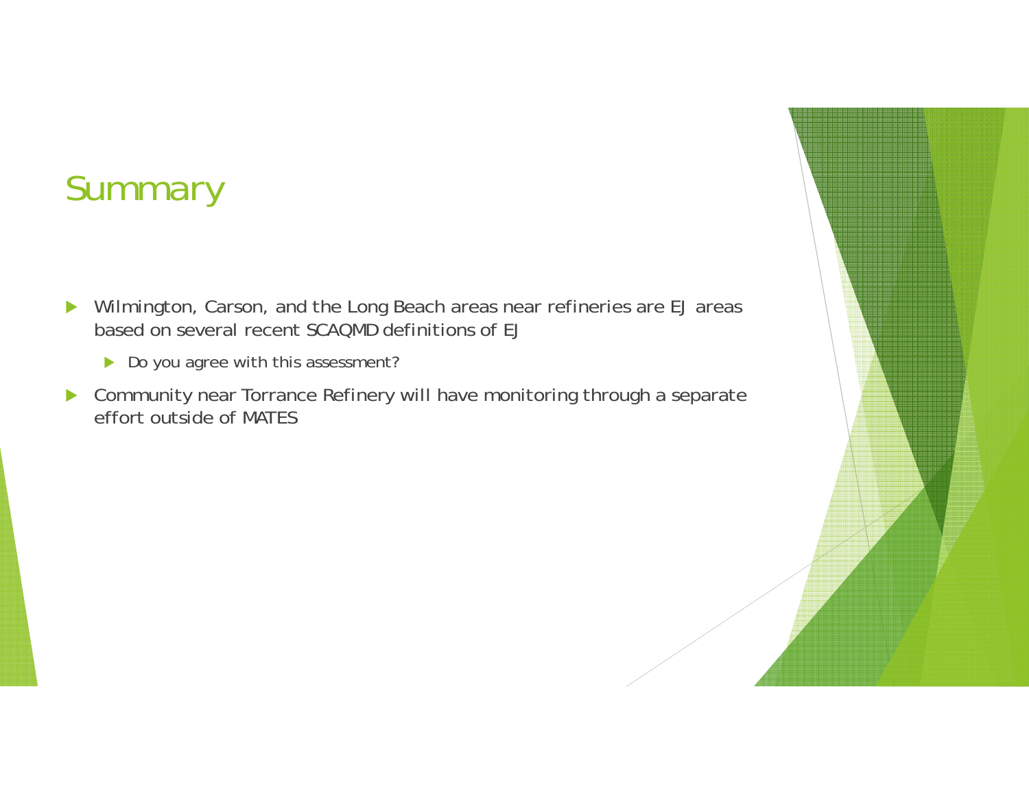# Summary

- Wilmington, Carson, and the Long Beach areas near refineries are EJ areas based on several recent SCAQMD definitions of EJ
  - Do you agree with this assessment?
- Community near Torrance Refinery will have monitoring through a separate effort outside of MATES